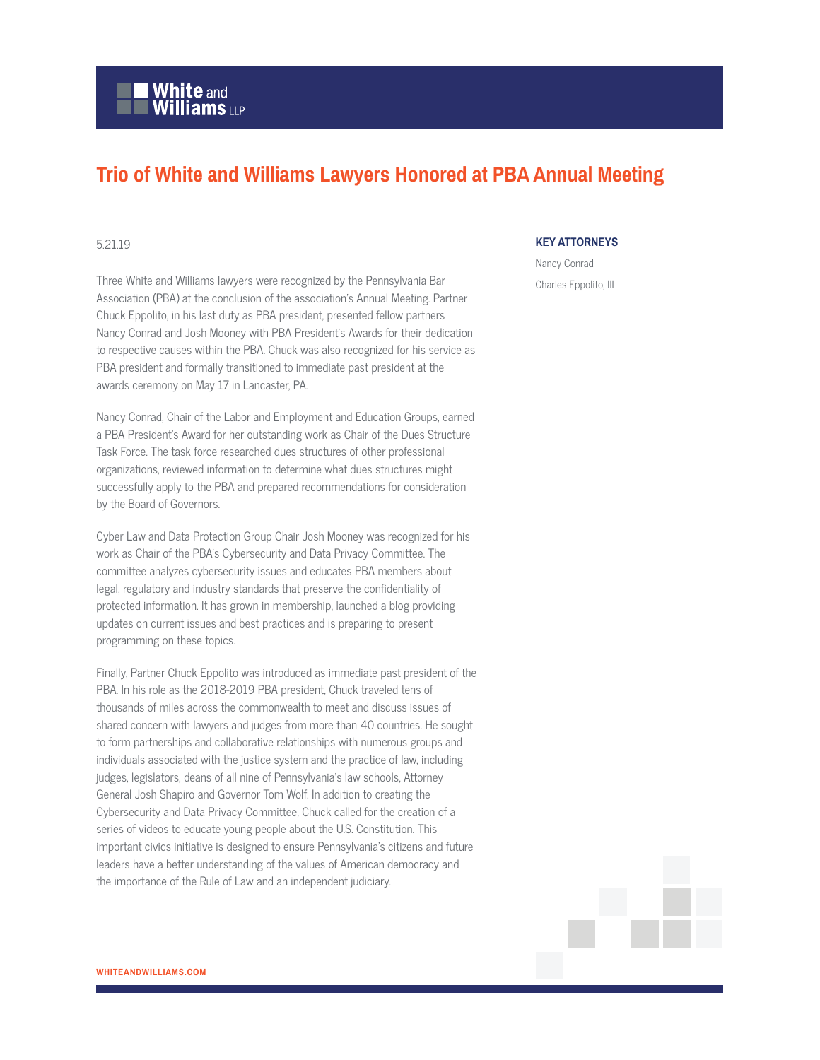# Trio of White and Williams Lawyers Honored at PBA Annual Meeting

5.21.19

Three White and Williams lawyers were recognized by the Pennsylvania Bar Association (PBA) at the conclusion of the association's Annual Meeting. Partner Chuck Eppolito, in his last duty as PBA president, presented fellow partners Nancy Conrad and Josh Mooney with PBA President's Awards for their dedication to respective causes within the PBA. Chuck was also recognized for his service as PBA president and formally transitioned to immediate past president at the awards ceremony on May 17 in Lancaster, PA.

Nancy Conrad, Chair of the Labor and Employment and Education Groups, earned a PBA President's Award for her outstanding work as Chair of the Dues Structure Task Force. The task force researched dues structures of other professional organizations, reviewed information to determine what dues structures might successfully apply to the PBA and prepared recommendations for consideration by the Board of Governors.

Cyber Law and Data Protection Group Chair Josh Mooney was recognized for his work as Chair of the PBA's Cybersecurity and Data Privacy Committee. The committee analyzes cybersecurity issues and educates PBA members about legal, regulatory and industry standards that preserve the confidentiality of protected information. It has grown in membership, launched a blog providing updates on current issues and best practices and is preparing to present programming on these topics.

Finally, Partner Chuck Eppolito was introduced as immediate past president of the PBA. In his role as the 2018-2019 PBA president, Chuck traveled tens of thousands of miles across the commonwealth to meet and discuss issues of shared concern with lawyers and judges from more than 40 countries. He sought to form partnerships and collaborative relationships with numerous groups and individuals associated with the justice system and the practice of law, including judges, legislators, deans of all nine of Pennsylvania's law schools, Attorney General Josh Shapiro and Governor Tom Wolf. In addition to creating the Cybersecurity and Data Privacy Committee, Chuck called for the creation of a series of videos to educate young people about the U.S. Constitution. This important civics initiative is designed to ensure Pennsylvania's citizens and future leaders have a better understanding of the values of American democracy and the importance of the Rule of Law and an independent judiciary.

**KEY ATTORNEYS**

Nancy Conrad

Charles Eppolito, III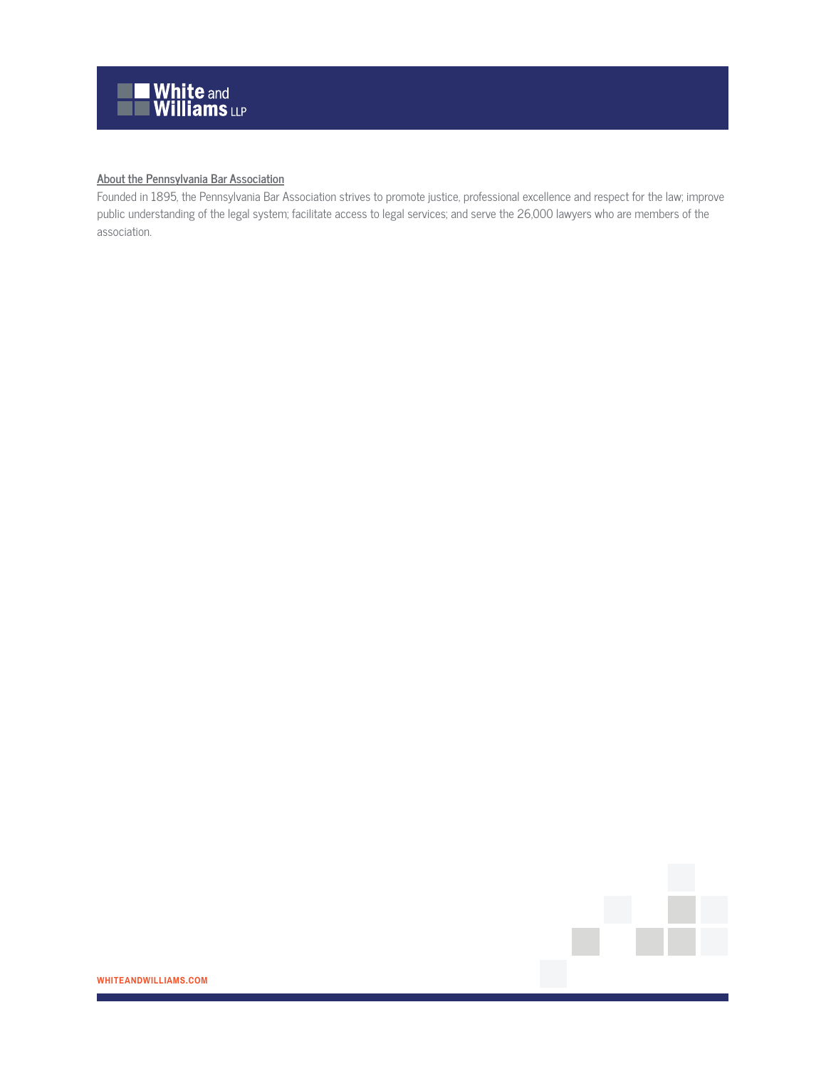**About the Pennsylvania Bar Association**

Founded in 1895, the Pennsylvania Bar Association strives to promote justice, professional excellence and respect for the law; improve public understanding of the legal system; facilitate access to legal services; and serve the 26,000 lawyers who are members of the association.